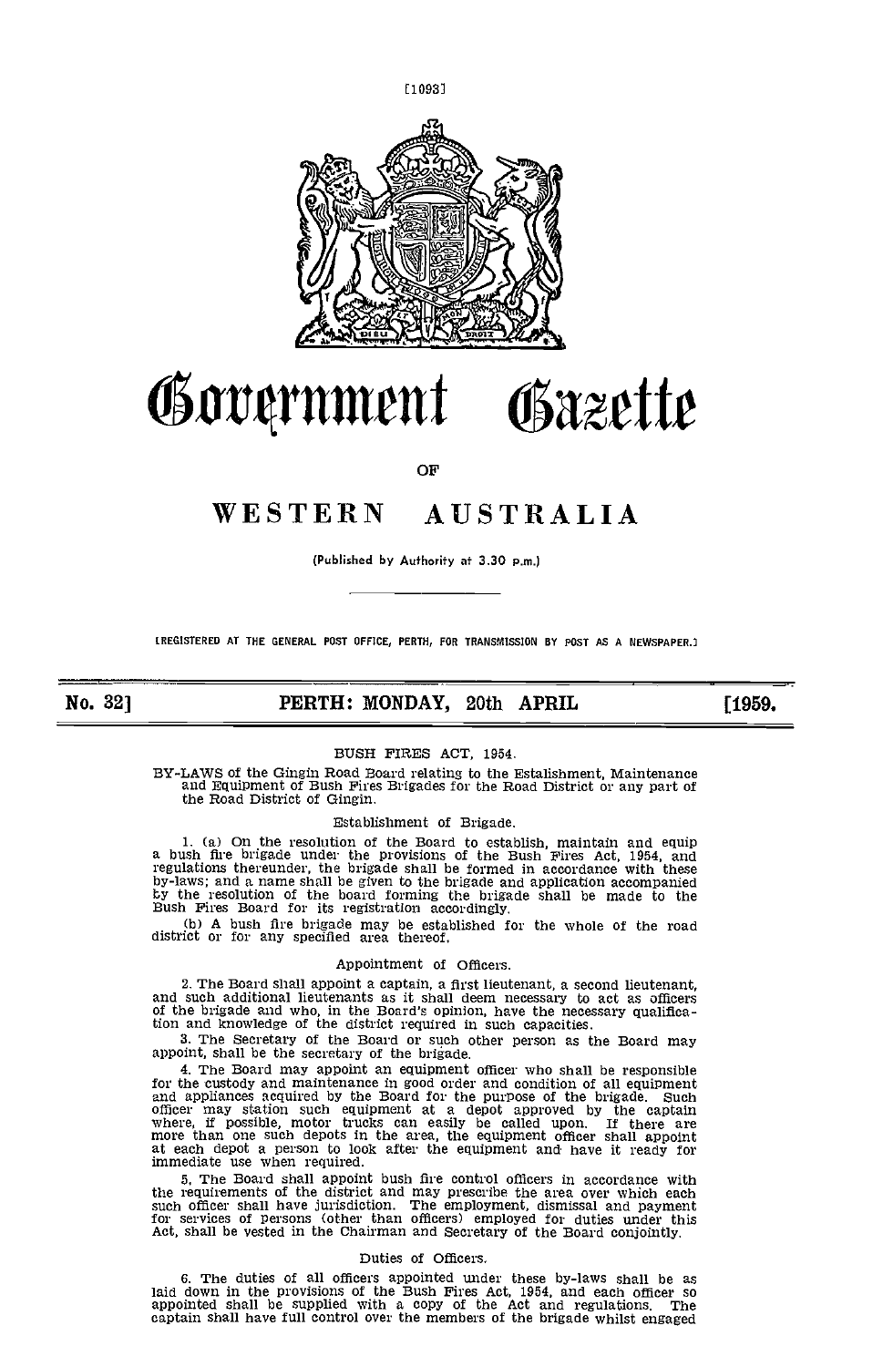# Government Gazette

OF

# WESTERN AUSTRALIA

(Published by Authority at 3.30 p.m.)

[REGISTERED AT THE GENERAL POST OFFICE, PERTH, FOR TRANSMISSION BY POST AS A NEWSPAPER.]

**No. 32] PERTH: MONDAY, 20th APRIL [1959.**

BUSH FIRES ACT, 1954.

BY-LAWS of the Gingin Road Board relating to the Estalishment, Maintenance and Equipment of Bush Fires Brigades for the Road District or any part of the Road District of Gingin.

Establishment of Brigade.

1. (a) On the resolution of the Board to establish, maintain and equip a bush fire brigade under the provisions of the Bush Fires Act, 1954, and regulations thereunder, the brigade shall be formed in accordance with these by-laws; and a name shall be given to the brigade and application accompanied by the resolution of the board forming the brigade shall be made to the Bush Fires Board for its registration accordingly.

(b) A bush fire brigade may be established for the whole of the road district or for any specified area thereof.

Appointment of Officers.

2. The Board shall appoint a captain, a first lieutenant, a second lieutenant, and such additional lieutenants as it shall deem necessary to act as officers of the brigade and who, in the Board's opinion, have the necessary qualification and knowledge of the district required in such capacities.

3. The Secretary of the Board or such other person as the Board may appoint, shall be the secretary of the brigade.

4. The Board may appoint an equipment officer who shall be responsible for the custody and maintenance in good order and condition of all equipment and appliances acquired by the Board for the purpose of the brigade. Such officer may station such equipment at a depot approved by the captain where, if possible, motor trucks can easily be called upon. If there are more than one such depots in the area, the equipment officer shall appoint at each depot a person to look after the equipment and have it ready for immediate use when required.

5. The Board shall appoint bush fire control officers in accordance with the requirements of the district and may prescribe the area over which each such officer shall have jurisdiction. The employment, dismissal and payment for services of persons (other than officers) employed for duties under this Act, shall be vested in the Chairman and Secretary of the Board conjointly.

Duties of Officers.

6. The duties of all officers appointed under these by-laws shall be as laid down in the provisions of the Bush Fires Act, 1954, and each officer so appointed shall be supplied with a copy of the Act and regulations. The captain shall have full control over the members of the brigade whilst engaged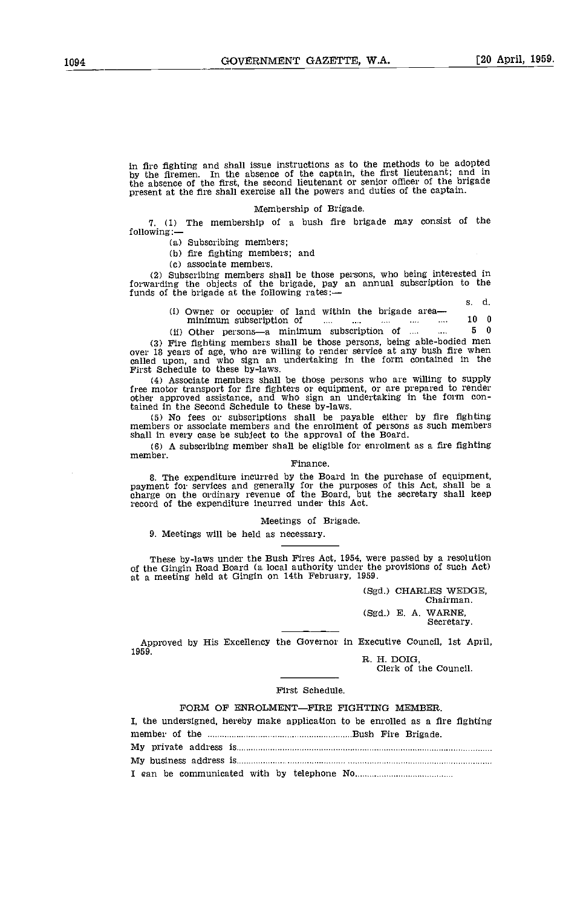in fire fighting and shall issue instructions as to the methods to be adopted by the firemen. In the absence of the captain, the first lieutenant; and in the absence of the first, the second lieutenant or senior officer of the brigade present at the fire shall exercise all the powers and duties of the captain.

### Membership of Brigade.

7. (1) The membership of a bush fire brigade may consist of the following:—

(a) Subscribing members;

(b) fire fighting members; and

(c) associate members.

(2) Subscribing members shall be those persons, who being interested in forwarding the objects of the brigade, pay an annual subscription to the funds of the brigade at the following rates:—

| | s. | d. |
|---|---|---|
| (i) Owner or occupier of land within the brigade area—minimum subscription of .... .... .... .... .... | 10 | 0 |
| (ii) Other persons—a minimum subscription of .... .... | 5 | 0 |

(3) Fire fighting members shall be those persons, being able-bodied men over 18 years of age, who are willing to render service at any bush fire when called upon, and who sign an undertaking in the form contained in the First Schedule to these by-laws.

(4) Associate members shall be those persons who are willing to supply free motor transport for fire fighters or equipment, or are prepared to render other approved assistance, and who sign an undertaking in the form contained in the Second Schedule to these by-laws.

(5) No fees or subscriptions shall be payable either by fire fighting members or associate members and the enrolment of persons as such members shall in every case be subject to the approval of the Board.

(6) A subscribing member shall be eligible for enrolment as a fire fighting member.

### Finance.

8. The expenditure incurred by the Board in the purchase of equipment, payment for services and generally for the purposes of this Act, shall be a charge on the ordinary revenue of the Board, but the secretary shall keep record of the expenditure incurred under this Act.

### Meetings of Brigade.

9. Meetings will be held as necessary.

---

These by-laws under the Bush Fires Act, 1954, were passed by a resolution of the Gingin Road Board (a local authority under the provisions of such Act) at a meeting held at Gingin on 14th February, 1959.

(Sgd.) CHARLES WEDGE,
Chairman.

(Sgd.) E. A. WARNE,
Secretary.

---

Approved by His Excellency the Governor in Executive Council, 1st April, 1959.

R. H. DOIG,
Clerk of the Council.

---

### First Schedule.

#### FORM OF ENROLMENT—FIRE FIGHTING MEMBER.

I, the undersigned, hereby make application to be enrolled as a fire fighting member of the ........................................................Bush Fire Brigade.

My private address is..........................................................................................

My business address is........................................................................................

I can be communicated with by telephone No........................................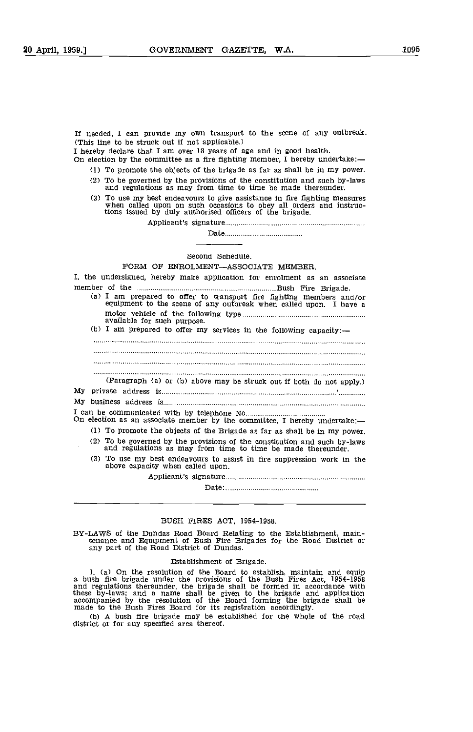If needed, I can provide my own transport to the scene of any outbreak. (This line to be struck out if not applicable.)

I hereby declare that I am over 18 years of age and in good health.

On election by the committee as a fire fighting member, I hereby undertake:—

(1) To promote the objects of the brigade as far as shall be in my power.

(2) To be governed by the provisions of the constitution and such by-laws and regulations as may from time to time be made thereunder.

(3) To use my best endeavours to give assistance in fire fighting measures when called upon on such occasions to obey all orders and instructions issued by duly authorised officers of the brigade.

Applicant's signature......................................................................

Date.........................................

---

Second Schedule.

FORM OF ENROLMENT—ASSOCIATE MEMBER.

I, the undersigned, hereby make application for enrolment as an associate member of the ..........................................................................Bush Fire Brigade.

(a) I am prepared to offer to transport fire fighting members and/or equipment to the scene of any outbreak when called upon. I have a motor vehicle of the following type.......................................................... available for such purpose.

(b) I am prepared to offer my services in the following capacity:—

.......................................................................................................................

.......................................................................................................................

.......................................................................................................................

.......................................................................................................................

(Paragraph (a) or (b) above may be struck out if both do not apply.)

My private address is..............................................................................,............

My business address is.............................................................................................

I can be communicated with by telephone No.........................................

On election as an associate member by the committee, I hereby undertake:—

(1) To promote the objects of the Brigade as far as shall be in my power.

(2) To be governed by the provisions of the constitution and such by-laws and regulations as may from time to time be made thereunder.

(3) To use my best endeavours to assist in fire suppression work in the above capacity when called upon.

Applicant's signature......................................................................

Date:..................................................

---

BUSH FIRES ACT, 1954-1958.

BY-LAWS of the Dundas Road Board Relating to the Establishment, maintenance and Equipment of Bush Fire Brigades for the Road District or any part of the Road District of Dundas.

Establishment of Brigade.

1. (a) On the resolution of the Board to establish, maintain and equip a bush fire brigade under the provisions of the Bush Fires Act, 1954-1958 and regulations thereunder, the brigade shall be formed in accordance with these by-laws; and a name shall be given to the brigade and application accompanied by the resolution of the Board forming the brigade shall be made to the Bush Fires Board for its registration accordingly.

(b) A bush fire brigade may be established for the whole of the road district or for any specified area thereof.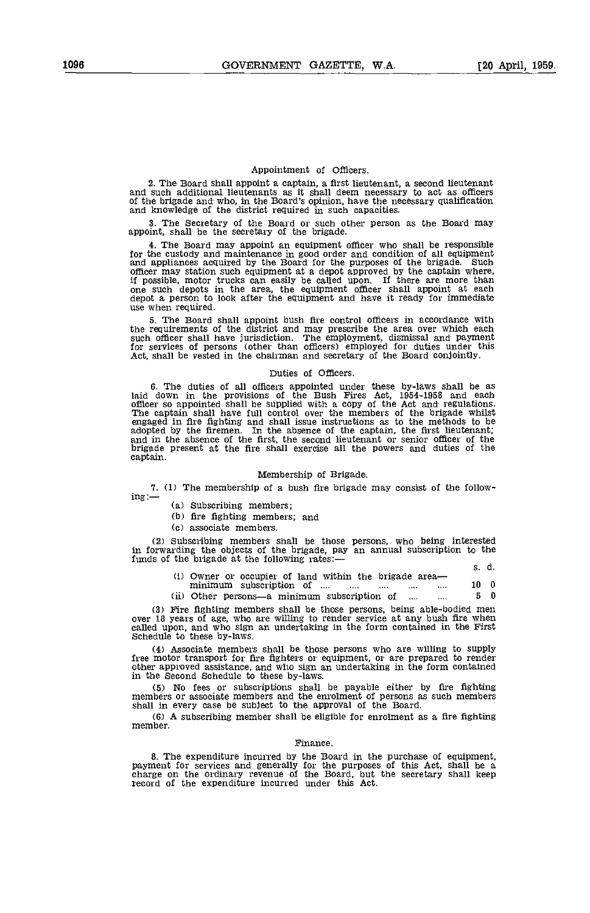### Appointment of Officers.

2. The Board shall appoint a captain, a first lieutenant, a second lieutenant and such additional lieutenants as it shall deem necessary to act as officers of the brigade and who, in the Board's opinion, have the necessary qualification and knowledge of the district required in such capacities.

3. The Secretary of the Board or such other person as the Board may appoint, shall be the secretary of the brigade.

4. The Board may appoint an equipment officer who shall be responsible for the custody and maintenance in good order and condition of all equipment and appliances acquired by the Board for the purposes of the brigade. Such officer may station such equipment at a depot approved by the captain where, if possible, motor trucks can easily be called upon. If there are more than one such depots in the area, the equipment officer shall appoint at each depot a person to look after the equipment and have it ready for immediate use when required.

5. The Board shall appoint bush fire control officers in accordance with the requirements of the district and may prescribe the area over which each such officer shall have jurisdiction. The employment, dismissal and payment for services of persons (other than officers) employed for duties under this Act, shall be vested in the chairman and secretary of the Board conjointly.

### Duties of Officers.

6. The duties of all officers appointed under these by-laws shall be as laid down in the provisions of the Bush Fires Act, 1954-1958 and each officer so appointed shall be supplied with a copy of the Act and regulations. The captain shall have full control over the members of the brigade whilst engaged in fire fighting and shall issue instructions as to the methods to be adopted by the firemen. In the absence of the captain, the first lieutenant; and in the absence of the first, the second lieutenant or senior officer of the brigade present at the fire shall exercise all the powers and duties of the captain.

### Membership of Brigade.

7. (1) The membership of a bush fire brigade may consist of the following:—

(a) Subscribing members;

(b) fire fighting members; and

(c) associate members.

(2) Subscribing members shall be those persons, who being interested in forwarding the objects of the brigade, pay an annual subscription to the funds of the brigade at the following rates:—

| | s. | d. |
|---|---|---|
| (i) Owner or occupier of land within the brigade area—minimum subscription of .... .... .... .... .... | 10 | 0 |
| (ii) Other persons—a minimum subscription of .... .... | 5 | 0 |

(3) Fire fighting members shall be those persons, being able-bodied men over 18 years of age, who are willing to render service at any bush fire when called upon, and who sign an undertaking in the form contained in the First Schedule to these by-laws.

(4) Associate members shall be those persons who are willing to supply free motor transport for fire fighters or equipment, or are prepared to render other approved assistance, and who sign an undertaking in the form contained in the Second Schedule to these by-laws.

(5) No fees or subscriptions shall be payable either by fire fighting members or associate members and the enrolment of persons as such members shall in every case be subject to the approval of the Board.

(6) A subscribing member shall be eligible for enrolment as a fire fighting member.

### Finance.

8. The expenditure incurred by the Board in the purchase of equipment, payment for services and generally for the purposes of this Act, shall be a charge on the ordinary revenue of the Board, but the secretary shall keep record of the expenditure incurred under this Act.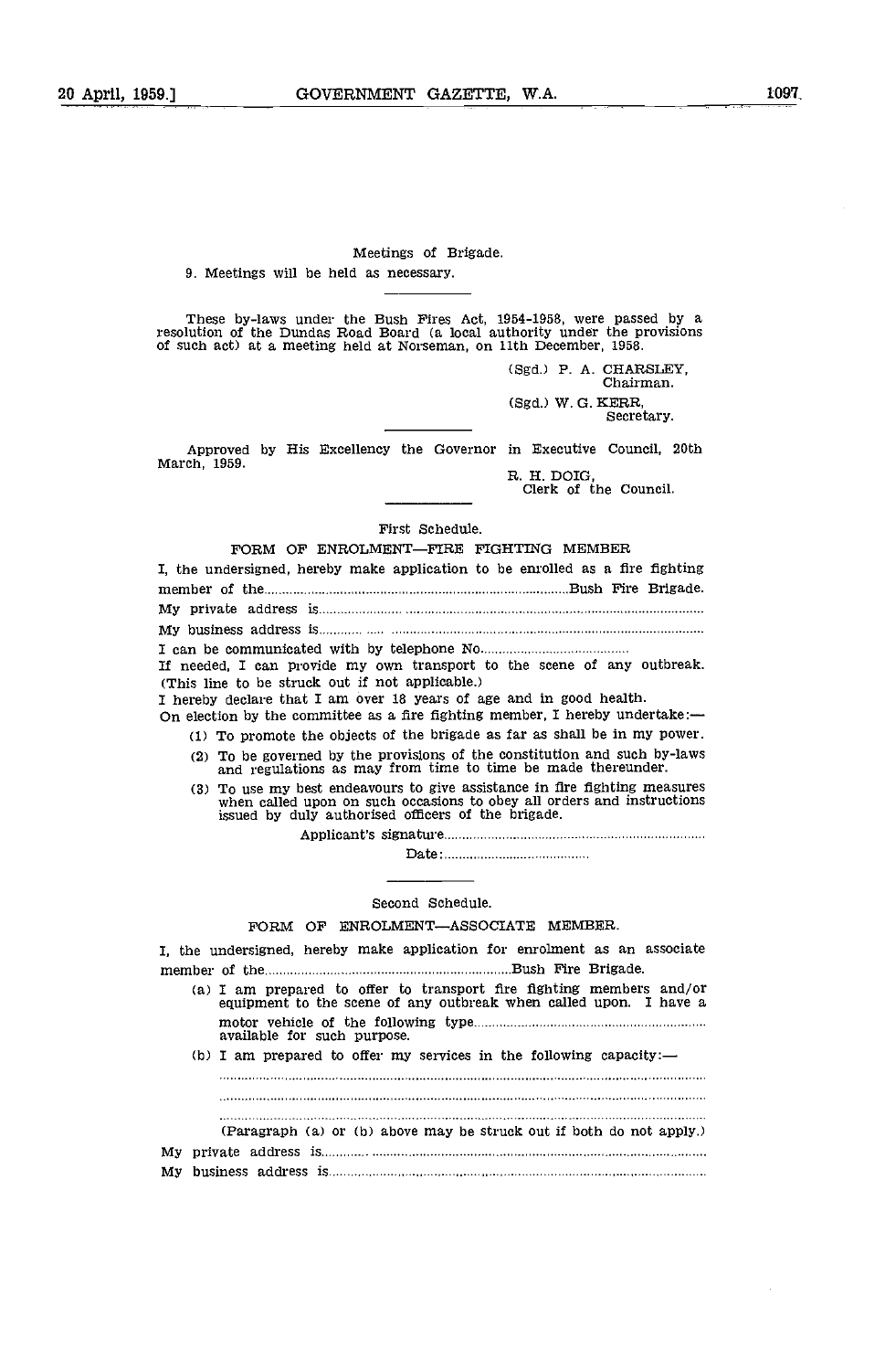Meetings of Brigade.

9. Meetings will be held as necessary.

---

These by-laws under the Bush Fires Act, 1954-1958, were passed by a resolution of the Dundas Road Board (a local authority under the provisions of such act) at a meeting held at Norseman, on 11th December, 1958.

(Sgd.) P. A. CHARSLEY,
Chairman.

(Sgd.) W. G. KERR,
Secretary.

---

Approved by His Excellency the Governor in Executive Council, 20th March, 1959.

R. H. DOIG,
Clerk of the Council.

---

First Schedule.

FORM OF ENROLMENT—FIRE FIGHTING MEMBER

I, the undersigned, hereby make application to be enrolled as a fire fighting member of the.................................................................................Bush Fire Brigade.

My private address is.......................................................................................................

My business address is.....................................................................................................

I can be communicated with by telephone No.........................................

If needed, I can provide my own transport to the scene of any outbreak. (This line to be struck out if not applicable.)

I hereby declare that I am over 18 years of age and in good health.

On election by the committee as a fire fighting member, I hereby undertake:—

(1) To promote the objects of the brigade as far as shall be in my power.

(2) To be governed by the provisions of the constitution and such by-laws and regulations as may from time to time be made thereunder.

(3) To use my best endeavours to give assistance in fire fighting measures when called upon on such occasions to obey all orders and instructions issued by duly authorised officers of the brigade.

Applicant's signature.........................................................................

Date:.........................................

---

Second Schedule.

FORM OF ENROLMENT—ASSOCIATE MEMBER.

I, the undersigned, hereby make application for enrolment as an associate member of the..................................................................Bush Fire Brigade.

(a) I am prepared to offer to transport fire fighting members and/or equipment to the scene of any outbreak when called upon. I have a motor vehicle of the following type.............................................................. available for such purpose.

(b) I am prepared to offer my services in the following capacity:—

.......................................................................................................................................

.......................................................................................................................................

.......................................................................................................................................

(Paragraph (a) or (b) above may be struck out if both do not apply.)

My private address is.......................................................................................................

My business address is.....................................................................................................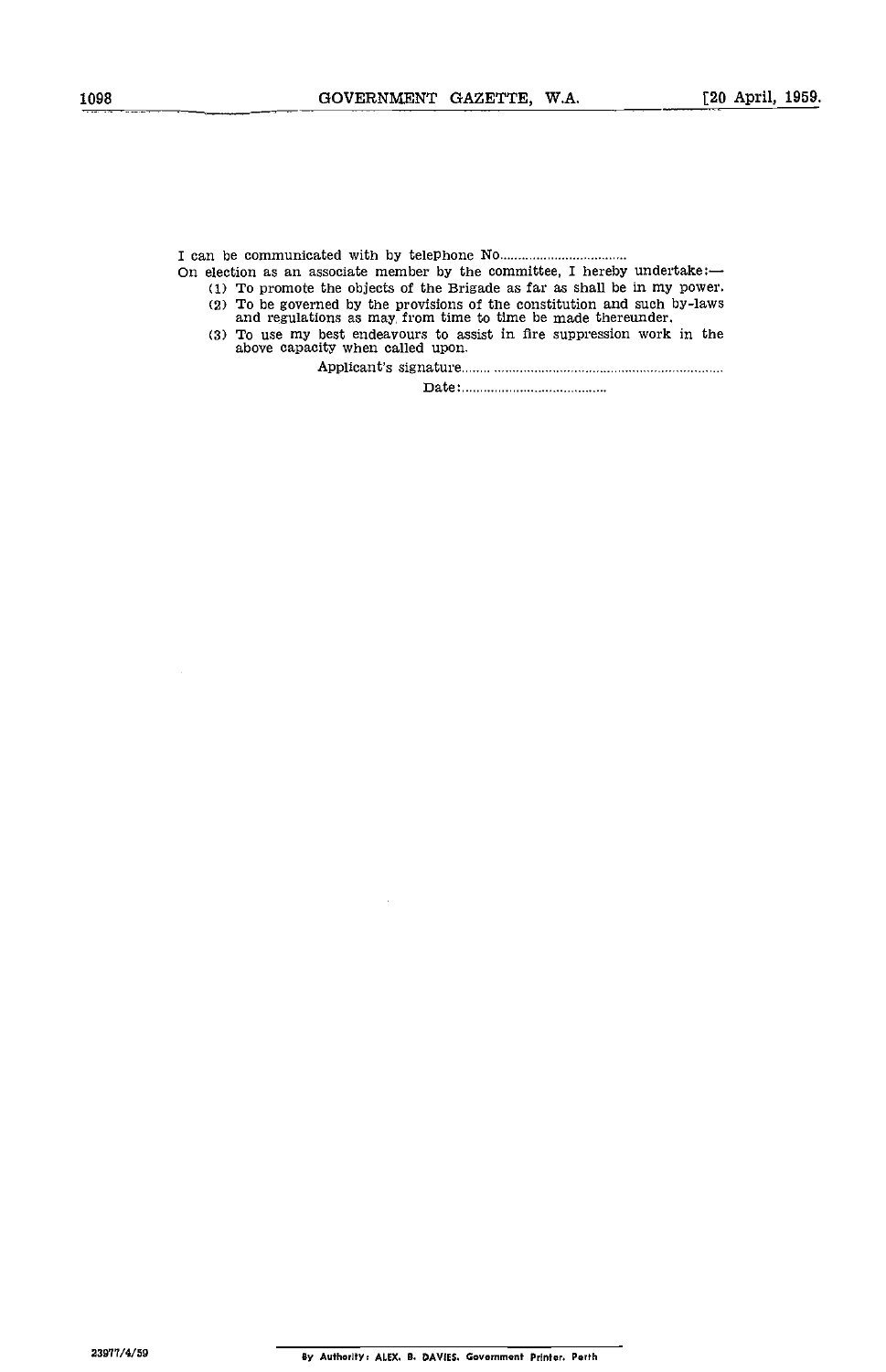I can be communicated with by telephone No....................................

On election as an associate member by the committee, I hereby undertake:—

(1) To promote the objects of the Brigade as far as shall be in my power.

(2) To be governed by the provisions of the constitution and such by-laws and regulations as may from time to time be made thereunder.

(3) To use my best endeavours to assist in fire suppression work in the above capacity when called upon.

Applicant's signature.........................................................................

Date:.........................................

23977/4/59

By Authority: ALEX. B. DAVIES, Government Printer, Perth